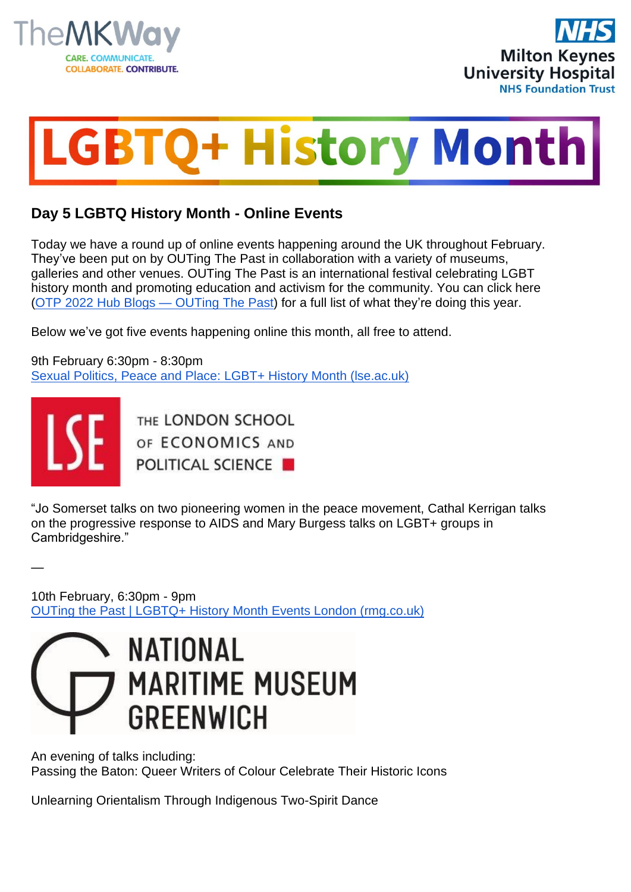TheMKWay

CARE. COMMUNICATE. COLLABORATE. CONTRIBUTE.

NHS Milton Keynes University Hospital NHS Foundation Trust

# LGBTQ+ History Month

## Day 5 LGBTQ History Month - Online Events

Today we have a round up of online events happening around the UK throughout February. They've been put on by OUTing The Past in collaboration with a variety of museums, galleries and other venues. OUTing The Past is an international festival celebrating LGBT history month and promoting education and activism for the community. You can click here (OTP 2022 Hub Blogs — OUTing The Past) for a full list of what they're doing this year.

Below we've got five events happening online this month, all free to attend.

9th February 6:30pm - 8:30pm
Sexual Politics, Peace and Place: LGBT+ History Month (lse.ac.uk)

LSE THE LONDON SCHOOL OF ECONOMICS AND POLITICAL SCIENCE

"Jo Somerset talks on two pioneering women in the peace movement, Cathal Kerrigan talks on the progressive response to AIDS and Mary Burgess talks on LGBT+ groups in Cambridgeshire."

—

10th February, 6:30pm - 9pm
OUTing the Past | LGBTQ+ History Month Events London (rmg.co.uk)

NATIONAL MARITIME MUSEUM GREENWICH

An evening of talks including:
Passing the Baton: Queer Writers of Colour Celebrate Their Historic Icons

Unlearning Orientalism Through Indigenous Two-Spirit Dance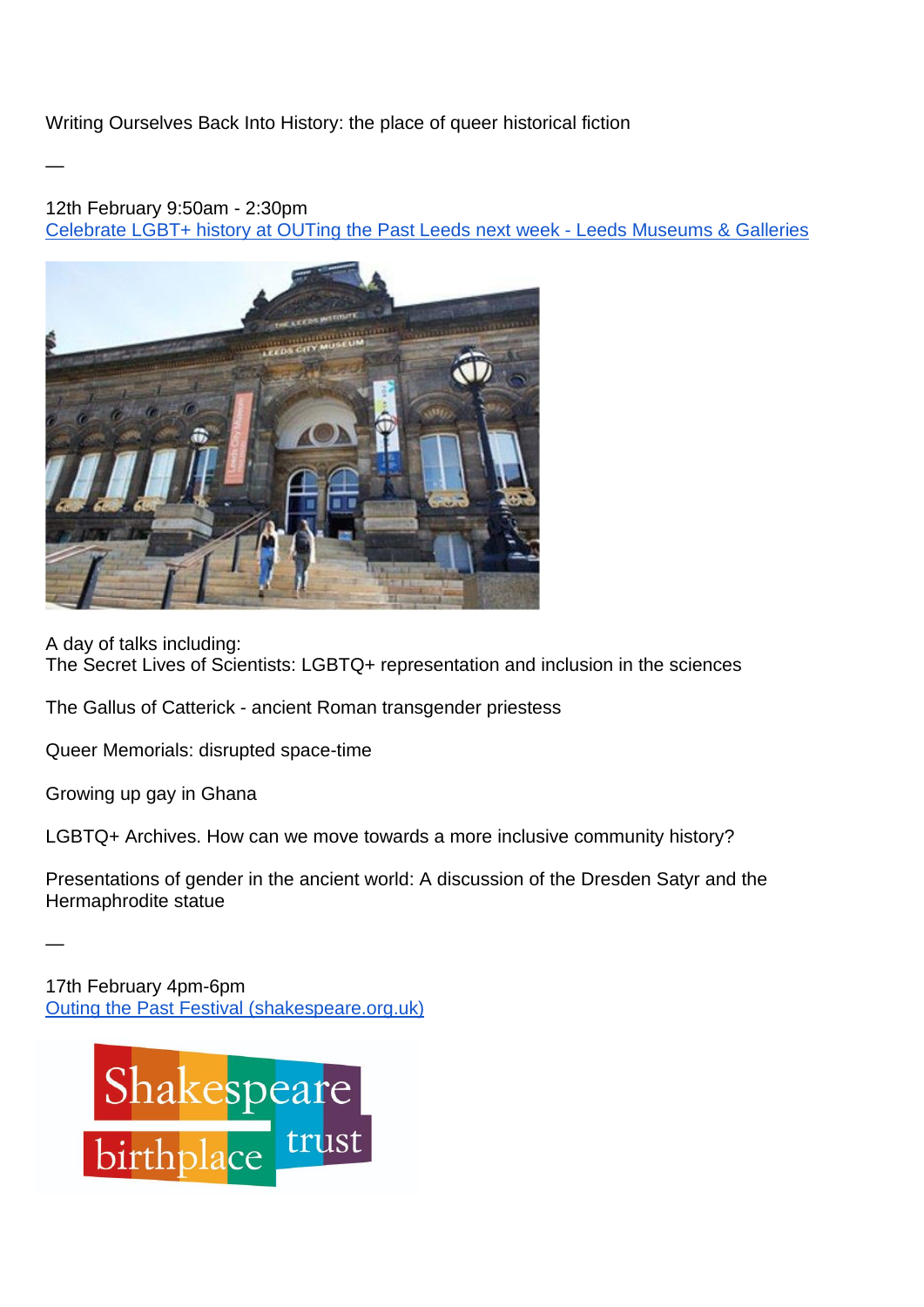Writing Ourselves Back Into History: the place of queer historical fiction

—

12th February 9:50am - 2:30pm
[Celebrate LGBT+ history at OUTing the Past Leeds next week - Leeds Museums & Galleries]

A day of talks including:
The Secret Lives of Scientists: LGBTQ+ representation and inclusion in the sciences

The Gallus of Catterick - ancient Roman transgender priestess

Queer Memorials: disrupted space-time

Growing up gay in Ghana

LGBTQ+ Archives. How can we move towards a more inclusive community history?

Presentations of gender in the ancient world: A discussion of the Dresden Satyr and the Hermaphrodite statue

—

17th February 4pm-6pm
[Outing the Past Festival (shakespeare.org.uk)]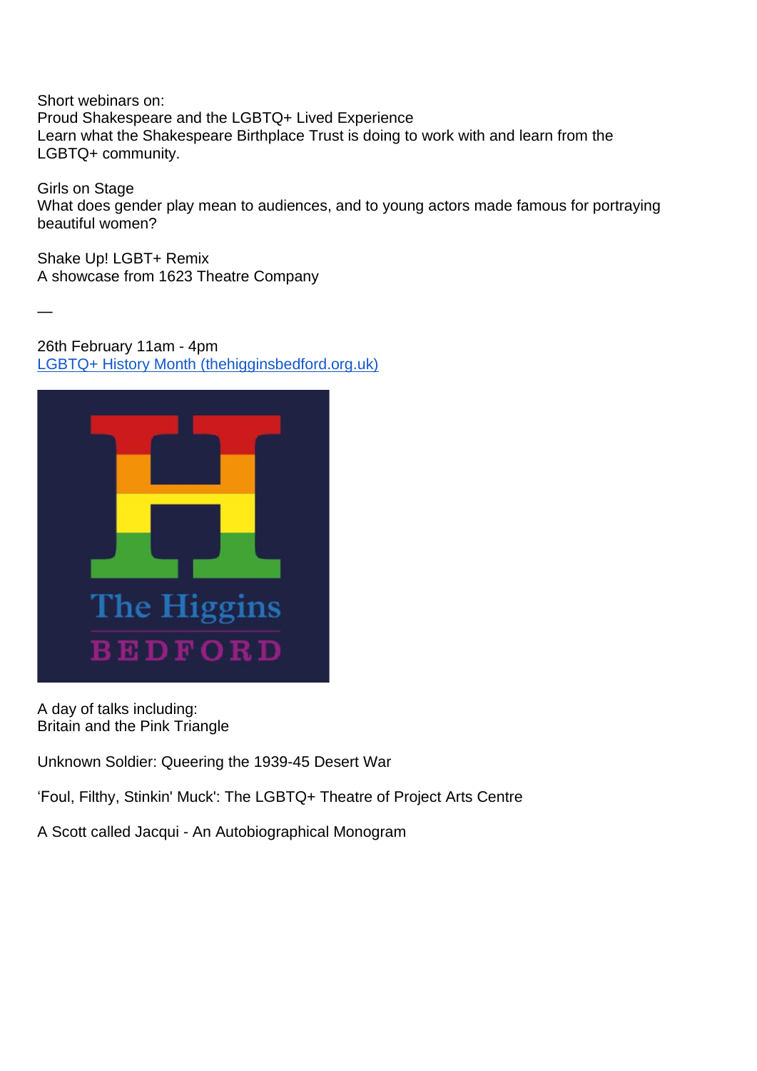Short webinars on:
Proud Shakespeare and the LGBTQ+ Lived Experience
Learn what the Shakespeare Birthplace Trust is doing to work with and learn from the LGBTQ+ community.

Girls on Stage
What does gender play mean to audiences, and to young actors made famous for portraying beautiful women?

Shake Up! LGBT+ Remix
A showcase from 1623 Theatre Company

—

26th February 11am - 4pm
[LGBTQ+ History Month (thehigginsbedford.org.uk)]

A day of talks including:
Britain and the Pink Triangle

Unknown Soldier: Queering the 1939-45 Desert War

'Foul, Filthy, Stinkin' Muck': The LGBTQ+ Theatre of Project Arts Centre

A Scott called Jacqui - An Autobiographical Monogram